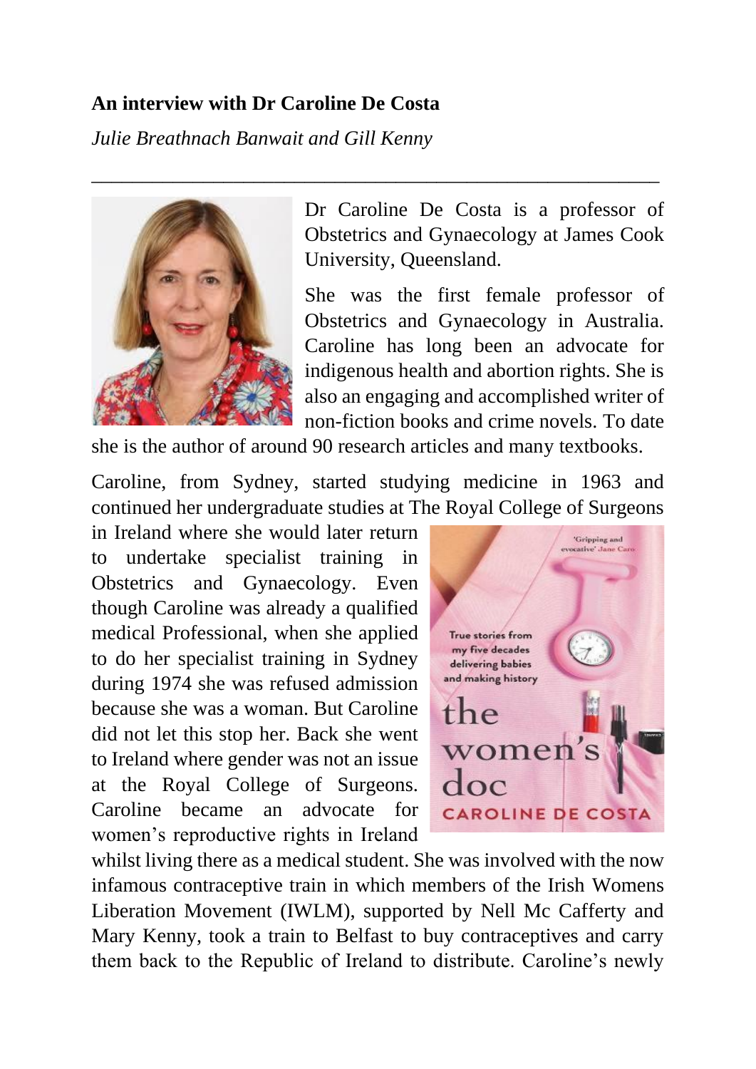**An interview with Dr Caroline De Costa**

*Julie Breathnach Banwait and Gill Kenny*

---

Dr Caroline De Costa is a professor of Obstetrics and Gynaecology at James Cook University, Queensland.

She was the first female professor of Obstetrics and Gynaecology in Australia. Caroline has long been an advocate for indigenous health and abortion rights. She is also an engaging and accomplished writer of non-fiction books and crime novels. To date she is the author of around 90 research articles and many textbooks.

Caroline, from Sydney, started studying medicine in 1963 and continued her undergraduate studies at The Royal College of Surgeons in Ireland where she would later return to undertake specialist training in Obstetrics and Gynaecology. Even though Caroline was already a qualified medical Professional, when she applied to do her specialist training in Sydney during 1974 she was refused admission because she was a woman. But Caroline did not let this stop her. Back she went to Ireland where gender was not an issue at the Royal College of Surgeons. Caroline became an advocate for women's reproductive rights in Ireland whilst living there as a medical student. She was involved with the now infamous contraceptive train in which members of the Irish Womens Liberation Movement (IWLM), supported by Nell Mc Cafferty and Mary Kenny, took a train to Belfast to buy contraceptives and carry them back to the Republic of Ireland to distribute. Caroline's newly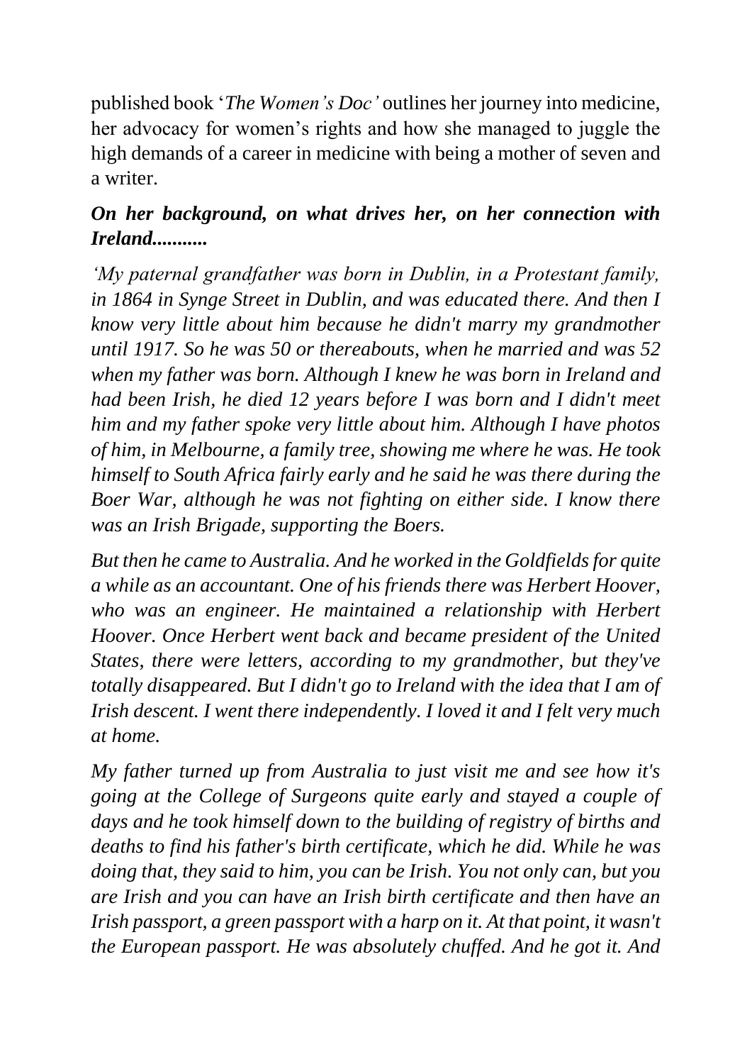published book '*The Women's Doc'* outlines her journey into medicine, her advocacy for women's rights and how she managed to juggle the high demands of a career in medicine with being a mother of seven and a writer.

***On her background, on what drives her, on her connection with Ireland...........***

*'My paternal grandfather was born in Dublin, in a Protestant family, in 1864 in Synge Street in Dublin, and was educated there. And then I know very little about him because he didn't marry my grandmother until 1917. So he was 50 or thereabouts, when he married and was 52 when my father was born. Although I knew he was born in Ireland and had been Irish, he died 12 years before I was born and I didn't meet him and my father spoke very little about him. Although I have photos of him, in Melbourne, a family tree, showing me where he was. He took himself to South Africa fairly early and he said he was there during the Boer War, although he was not fighting on either side. I know there was an Irish Brigade, supporting the Boers.*

*But then he came to Australia. And he worked in the Goldfields for quite a while as an accountant. One of his friends there was Herbert Hoover, who was an engineer. He maintained a relationship with Herbert Hoover. Once Herbert went back and became president of the United States, there were letters, according to my grandmother, but they've totally disappeared. But I didn't go to Ireland with the idea that I am of Irish descent. I went there independently. I loved it and I felt very much at home.*

*My father turned up from Australia to just visit me and see how it's going at the College of Surgeons quite early and stayed a couple of days and he took himself down to the building of registry of births and deaths to find his father's birth certificate, which he did. While he was doing that, they said to him, you can be Irish. You not only can, but you are Irish and you can have an Irish birth certificate and then have an Irish passport, a green passport with a harp on it. At that point, it wasn't the European passport. He was absolutely chuffed. And he got it. And*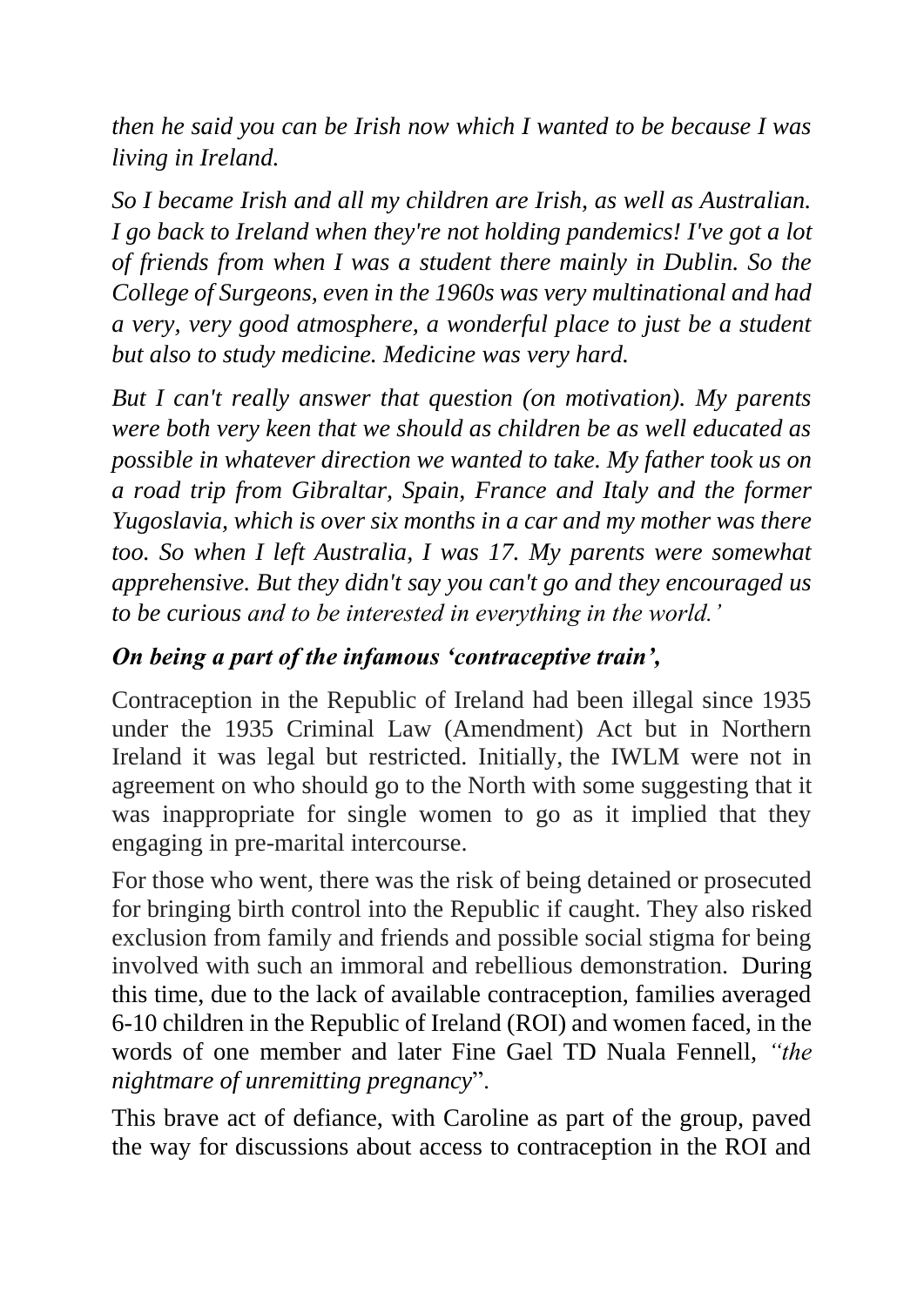*then he said you can be Irish now which I wanted to be because I was living in Ireland.*

*So I became Irish and all my children are Irish, as well as Australian. I go back to Ireland when they're not holding pandemics! I've got a lot of friends from when I was a student there mainly in Dublin. So the College of Surgeons, even in the 1960s was very multinational and had a very, very good atmosphere, a wonderful place to just be a student but also to study medicine. Medicine was very hard.*

*But I can't really answer that question (on motivation). My parents were both very keen that we should as children be as well educated as possible in whatever direction we wanted to take. My father took us on a road trip from Gibraltar, Spain, France and Italy and the former Yugoslavia, which is over six months in a car and my mother was there too. So when I left Australia, I was 17. My parents were somewhat apprehensive. But they didn't say you can't go and they encouraged us to be curious and to be interested in everything in the world.'*

### ***On being a part of the infamous 'contraceptive train',***

Contraception in the Republic of Ireland had been illegal since 1935 under the 1935 Criminal Law (Amendment) Act but in Northern Ireland it was legal but restricted. Initially, the IWLM were not in agreement on who should go to the North with some suggesting that it was inappropriate for single women to go as it implied that they engaging in pre-marital intercourse.

For those who went, there was the risk of being detained or prosecuted for bringing birth control into the Republic if caught. They also risked exclusion from family and friends and possible social stigma for being involved with such an immoral and rebellious demonstration. During this time, due to the lack of available contraception, families averaged 6-10 children in the Republic of Ireland (ROI) and women faced, in the words of one member and later Fine Gael TD Nuala Fennell, *"the nightmare of unremitting pregnancy*".

This brave act of defiance, with Caroline as part of the group, paved the way for discussions about access to contraception in the ROI and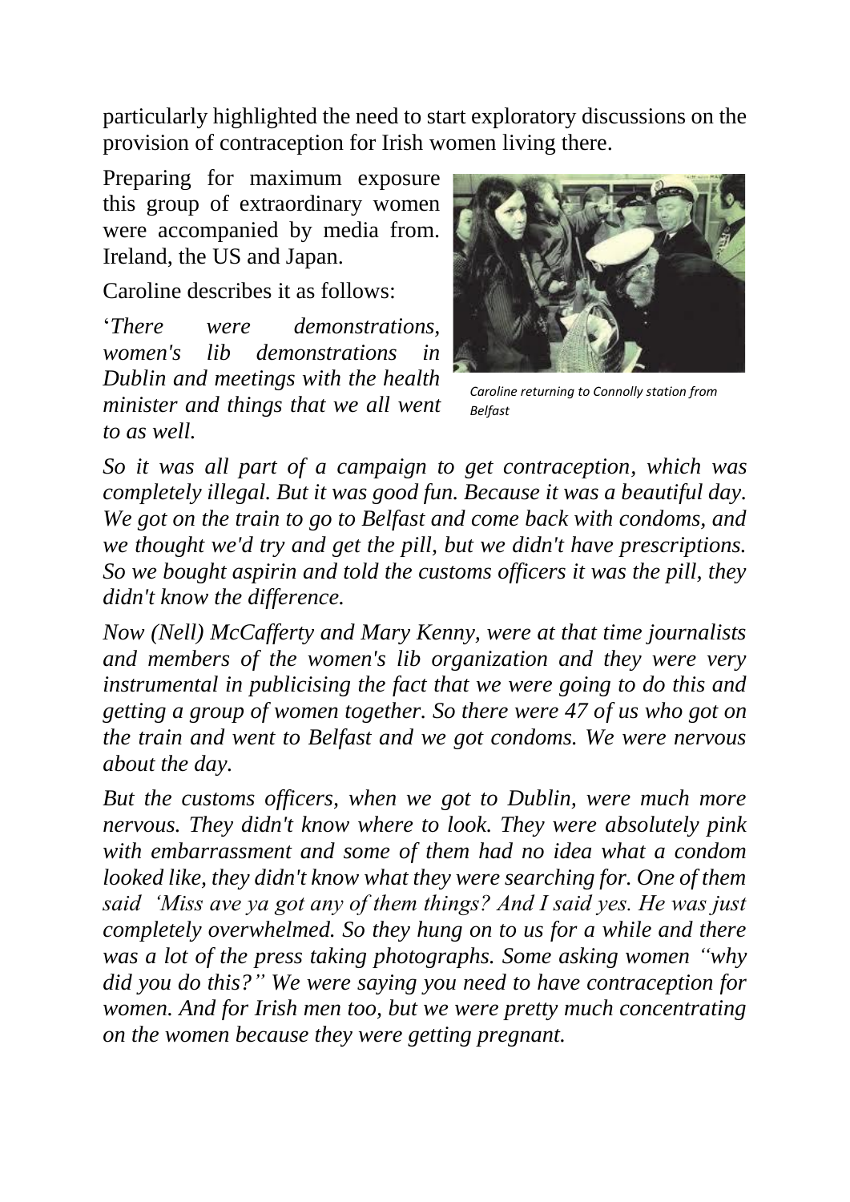particularly highlighted the need to start exploratory discussions on the provision of contraception for Irish women living there.

Preparing for maximum exposure this group of extraordinary women were accompanied by media from. Ireland, the US and Japan.

Caroline describes it as follows:

*Caroline returning to Connolly station from Belfast*

'*There were demonstrations, women's lib demonstrations in Dublin and meetings with the health minister and things that we all went to as well.*

*So it was all part of a campaign to get contraception, which was completely illegal. But it was good fun. Because it was a beautiful day. We got on the train to go to Belfast and come back with condoms, and we thought we'd try and get the pill, but we didn't have prescriptions. So we bought aspirin and told the customs officers it was the pill, they didn't know the difference.*

*Now (Nell) McCafferty and Mary Kenny, were at that time journalists and members of the women's lib organization and they were very instrumental in publicising the fact that we were going to do this and getting a group of women together. So there were 47 of us who got on the train and went to Belfast and we got condoms. We were nervous about the day.*

*But the customs officers, when we got to Dublin, were much more nervous. They didn't know where to look. They were absolutely pink with embarrassment and some of them had no idea what a condom looked like, they didn't know what they were searching for. One of them said 'Miss ave ya got any of them things? And I said yes. He was just completely overwhelmed. So they hung on to us for a while and there was a lot of the press taking photographs. Some asking women "why did you do this?" We were saying you need to have contraception for women. And for Irish men too, but we were pretty much concentrating on the women because they were getting pregnant.*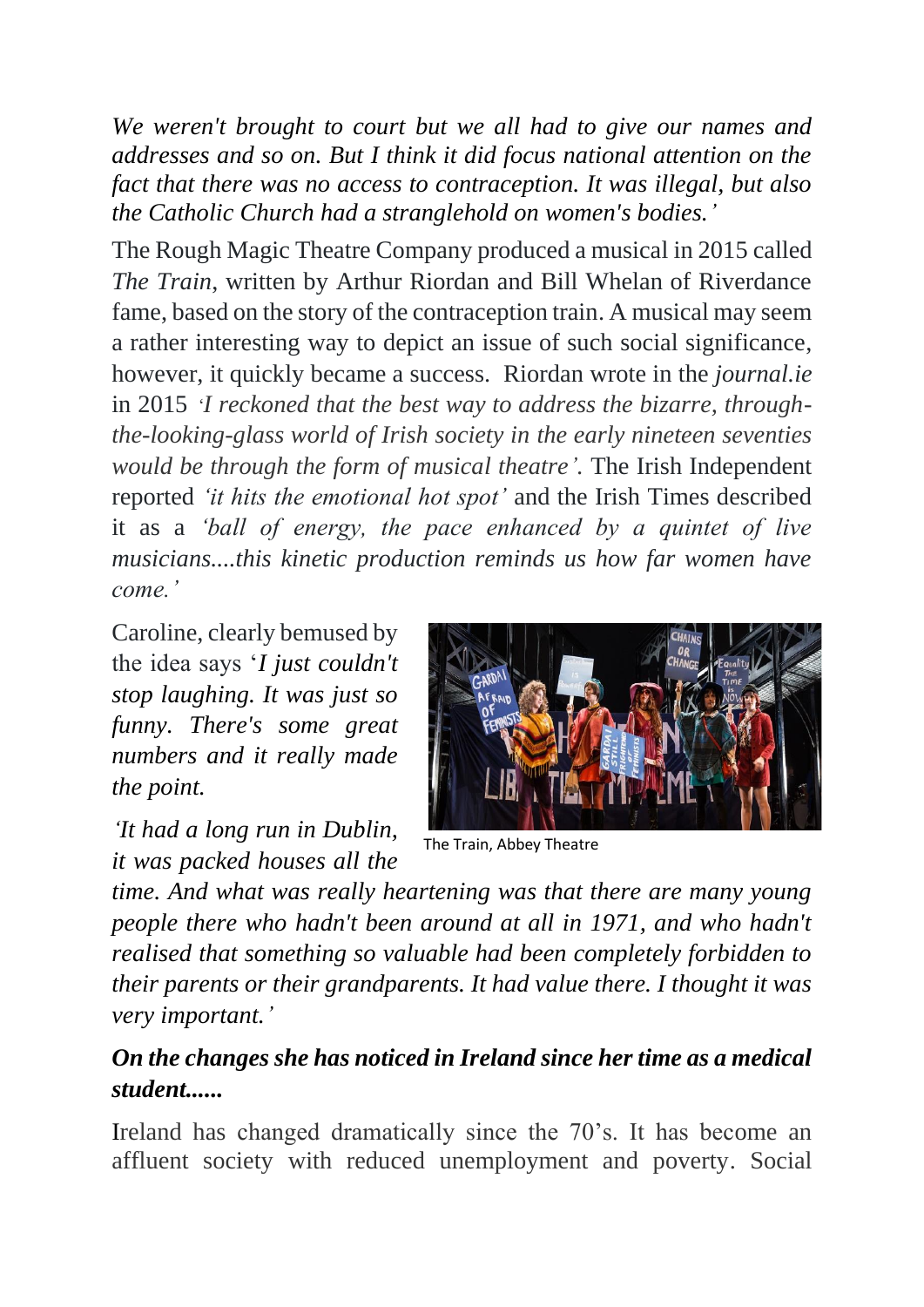*We weren't brought to court but we all had to give our names and addresses and so on. But I think it did focus national attention on the fact that there was no access to contraception. It was illegal, but also the Catholic Church had a stranglehold on women's bodies.'*

The Rough Magic Theatre Company produced a musical in 2015 called *The Train*, written by Arthur Riordan and Bill Whelan of Riverdance fame, based on the story of the contraception train. A musical may seem a rather interesting way to depict an issue of such social significance, however, it quickly became a success. Riordan wrote in the *journal.ie* in 2015 *'I reckoned that the best way to address the bizarre, through-the-looking-glass world of Irish society in the early nineteen seventies would be through the form of musical theatre'.* The Irish Independent reported *'it hits the emotional hot spot'* and the Irish Times described it as a *'ball of energy, the pace enhanced by a quintet of live musicians....this kinetic production reminds us how far women have come.'*

Caroline, clearly bemused by the idea says '*I just couldn't stop laughing. It was just so funny. There's some great numbers and it really made the point.*

The Train, Abbey Theatre

*'It had a long run in Dublin, it was packed houses all the time. And what was really heartening was that there are many young people there who hadn't been around at all in 1971, and who hadn't realised that something so valuable had been completely forbidden to their parents or their grandparents. It had value there. I thought it was very important.'*

***On the changes she has noticed in Ireland since her time as a medical student......***

Ireland has changed dramatically since the 70's. It has become an affluent society with reduced unemployment and poverty. Social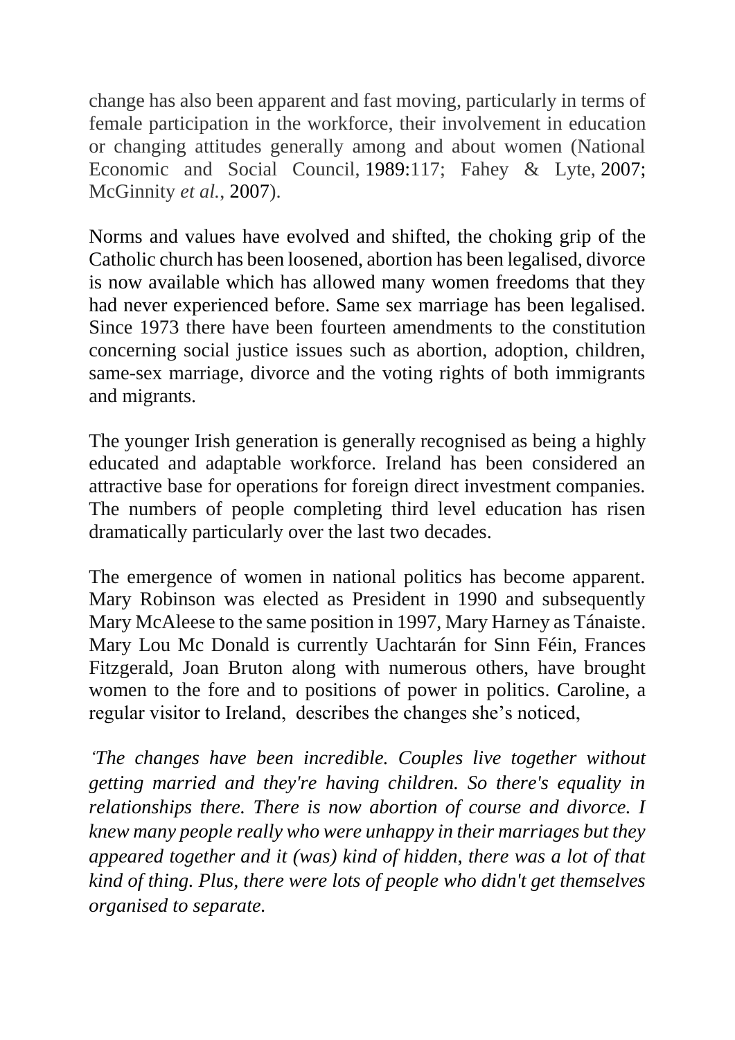change has also been apparent and fast moving, particularly in terms of female participation in the workforce, their involvement in education or changing attitudes generally among and about women (National Economic and Social Council, 1989:117; Fahey & Lyte, 2007; McGinnity *et al.*, 2007).

Norms and values have evolved and shifted, the choking grip of the Catholic church has been loosened, abortion has been legalised, divorce is now available which has allowed many women freedoms that they had never experienced before. Same sex marriage has been legalised. Since 1973 there have been fourteen amendments to the constitution concerning social justice issues such as abortion, adoption, children, same-sex marriage, divorce and the voting rights of both immigrants and migrants.

The younger Irish generation is generally recognised as being a highly educated and adaptable workforce. Ireland has been considered an attractive base for operations for foreign direct investment companies. The numbers of people completing third level education has risen dramatically particularly over the last two decades.

The emergence of women in national politics has become apparent. Mary Robinson was elected as President in 1990 and subsequently Mary McAleese to the same position in 1997, Mary Harney as Tánaiste. Mary Lou Mc Donald is currently Uachtarán for Sinn Féin, Frances Fitzgerald, Joan Bruton along with numerous others, have brought women to the fore and to positions of power in politics. Caroline, a regular visitor to Ireland, describes the changes she's noticed,

*'The changes have been incredible. Couples live together without getting married and they're having children. So there's equality in relationships there. There is now abortion of course and divorce. I knew many people really who were unhappy in their marriages but they appeared together and it (was) kind of hidden, there was a lot of that kind of thing. Plus, there were lots of people who didn't get themselves organised to separate.*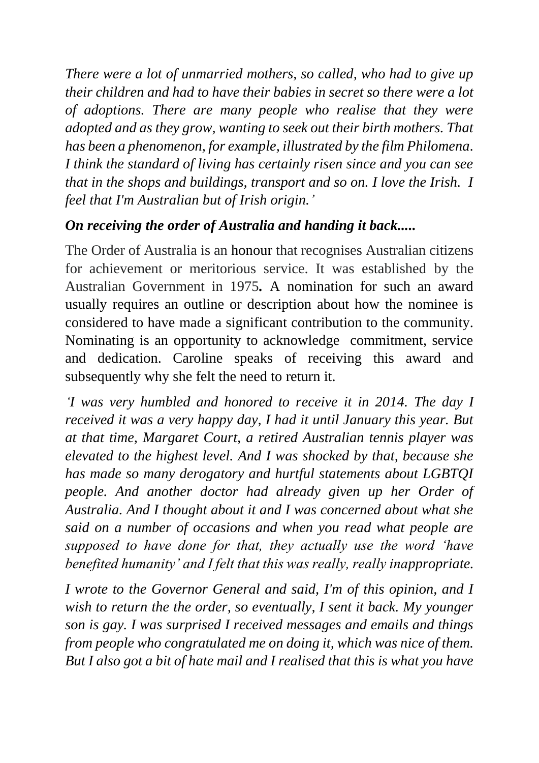*There were a lot of unmarried mothers, so called, who had to give up their children and had to have their babies in secret so there were a lot of adoptions. There are many people who realise that they were adopted and as they grow, wanting to seek out their birth mothers. That has been a phenomenon, for example, illustrated by the film Philomena. I think the standard of living has certainly risen since and you can see that in the shops and buildings, transport and so on. I love the Irish. I feel that I'm Australian but of Irish origin.'*

***On receiving the order of Australia and handing it back.....***

The Order of Australia is an honour that recognises Australian citizens for achievement or meritorious service. It was established by the Australian Government in 1975**.** A nomination for such an award usually requires an outline or description about how the nominee is considered to have made a significant contribution to the community. Nominating is an opportunity to acknowledge commitment, service and dedication. Caroline speaks of receiving this award and subsequently why she felt the need to return it.

*'I was very humbled and honored to receive it in 2014. The day I received it was a very happy day, I had it until January this year. But at that time, Margaret Court, a retired Australian tennis player was elevated to the highest level. And I was shocked by that, because she has made so many derogatory and hurtful statements about LGBTQI people. And another doctor had already given up her Order of Australia. And I thought about it and I was concerned about what she said on a number of occasions and when you read what people are supposed to have done for that, they actually use the word 'have benefited humanity' and I felt that this was really, really inappropriate.*

*I wrote to the Governor General and said, I'm of this opinion, and I wish to return the the order, so eventually, I sent it back. My younger son is gay. I was surprised I received messages and emails and things from people who congratulated me on doing it, which was nice of them. But I also got a bit of hate mail and I realised that this is what you have*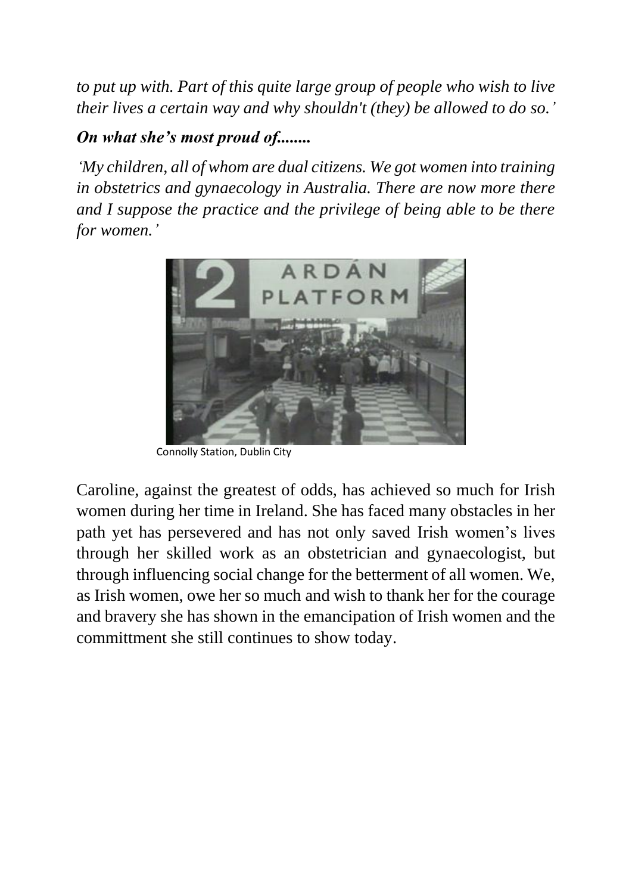*to put up with. Part of this quite large group of people who wish to live their lives a certain way and why shouldn't (they) be allowed to do so.'*

***On what she's most proud of........***

*'My children, all of whom are dual citizens. We got women into training in obstetrics and gynaecology in Australia. There are now more there and I suppose the practice and the privilege of being able to be there for women.'*

Connolly Station, Dublin City

Caroline, against the greatest of odds, has achieved so much for Irish women during her time in Ireland. She has faced many obstacles in her path yet has persevered and has not only saved Irish women's lives through her skilled work as an obstetrician and gynaecologist, but through influencing social change for the betterment of all women. We, as Irish women, owe her so much and wish to thank her for the courage and bravery she has shown in the emancipation of Irish women and the committment she still continues to show today.